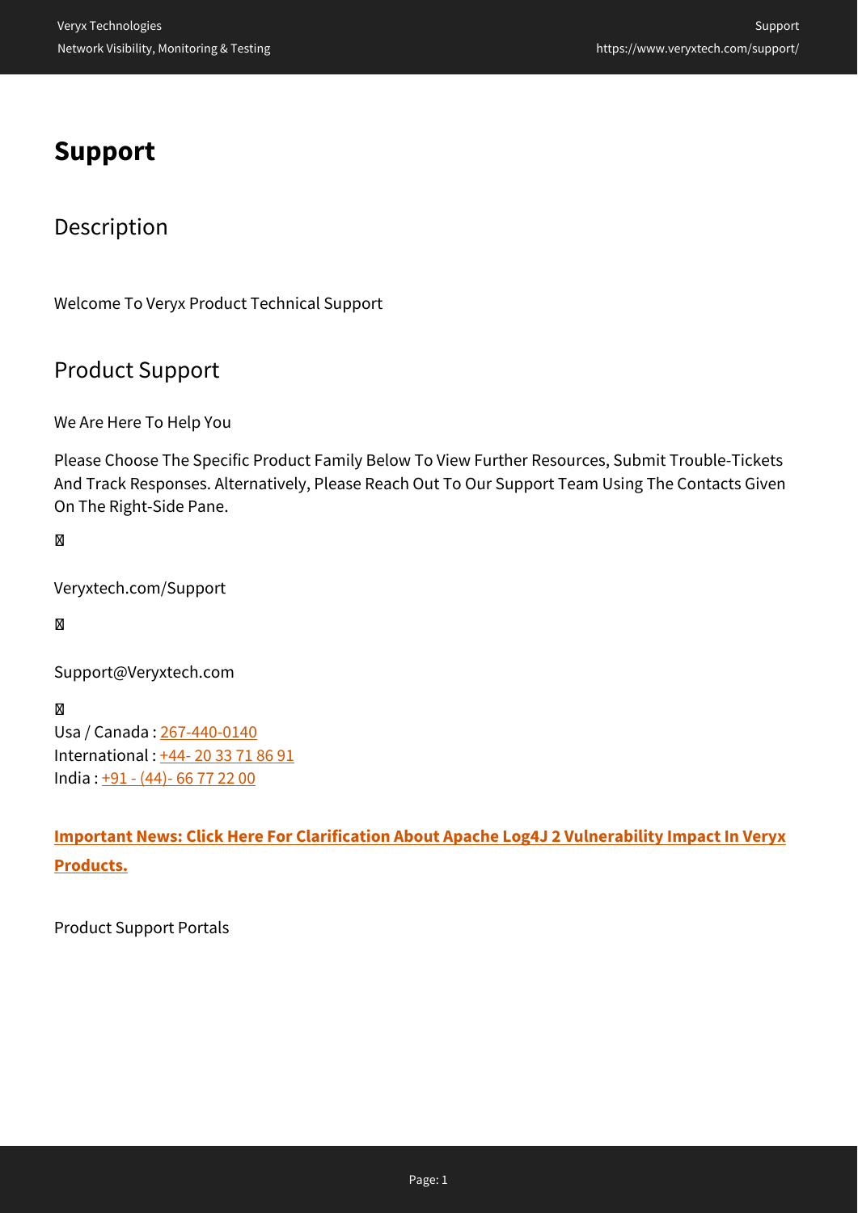# Support

## Description

Welcome To Veryx Product Technical Support

## Product Support

We Are Here To Help You

Please Choose The Specific Product Family Below To View Further Resources, Submit Trouble-Tickets And Track Responses. Alternatively, Please Reach Out To Our Support Team Using The Contacts Given On The Right-Side Pane.

Veryxtech.com/Support

Support@Veryxtech.com

Usa / Canada : 267-440-0140
International : +44- 20 33 71 86 91
India : +91 - (44)- 66 77 22 00

**Important News: Click Here For Clarification About Apache Log4J 2 Vulnerability Impact In Veryx Products.**

Product Support Portals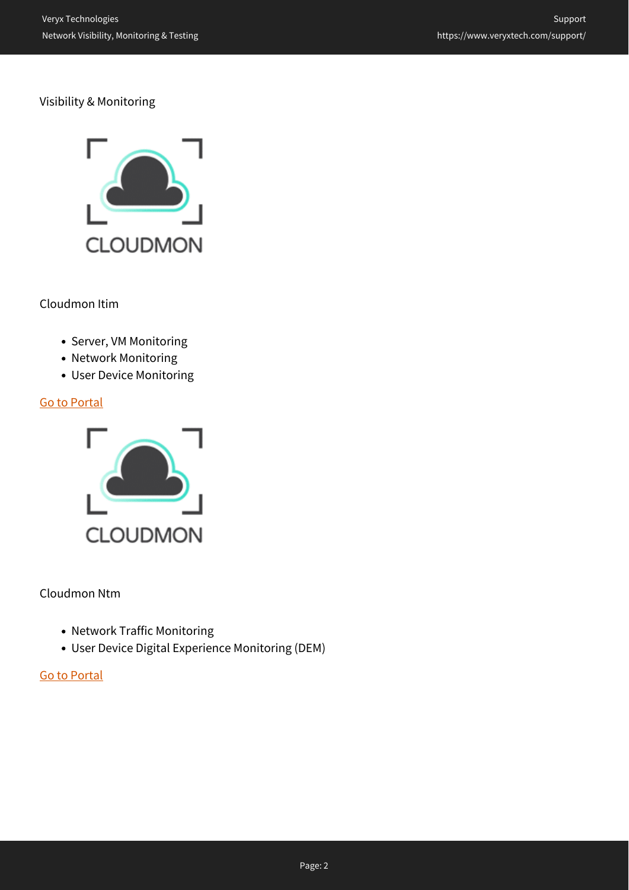Visibility & Monitoring

Cloudmon Itim

- Server, VM Monitoring
- Network Monitoring
- User Device Monitoring

Go to Portal

Cloudmon Ntm

- Network Traffic Monitoring
- User Device Digital Experience Monitoring (DEM)

Go to Portal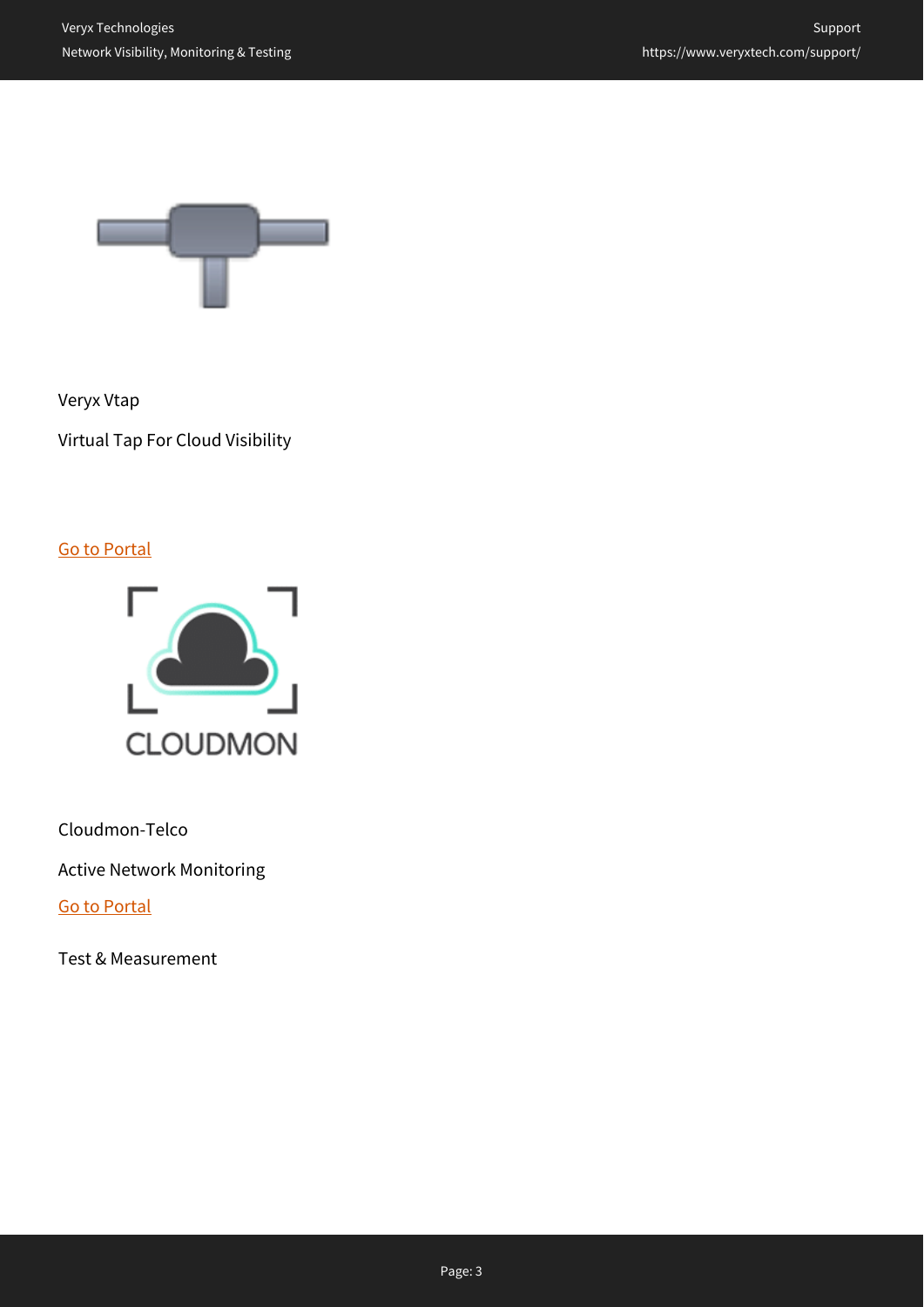Veryx Vtap

Virtual Tap For Cloud Visibility

Go to Portal

Cloudmon-Telco

Active Network Monitoring

Go to Portal

Test & Measurement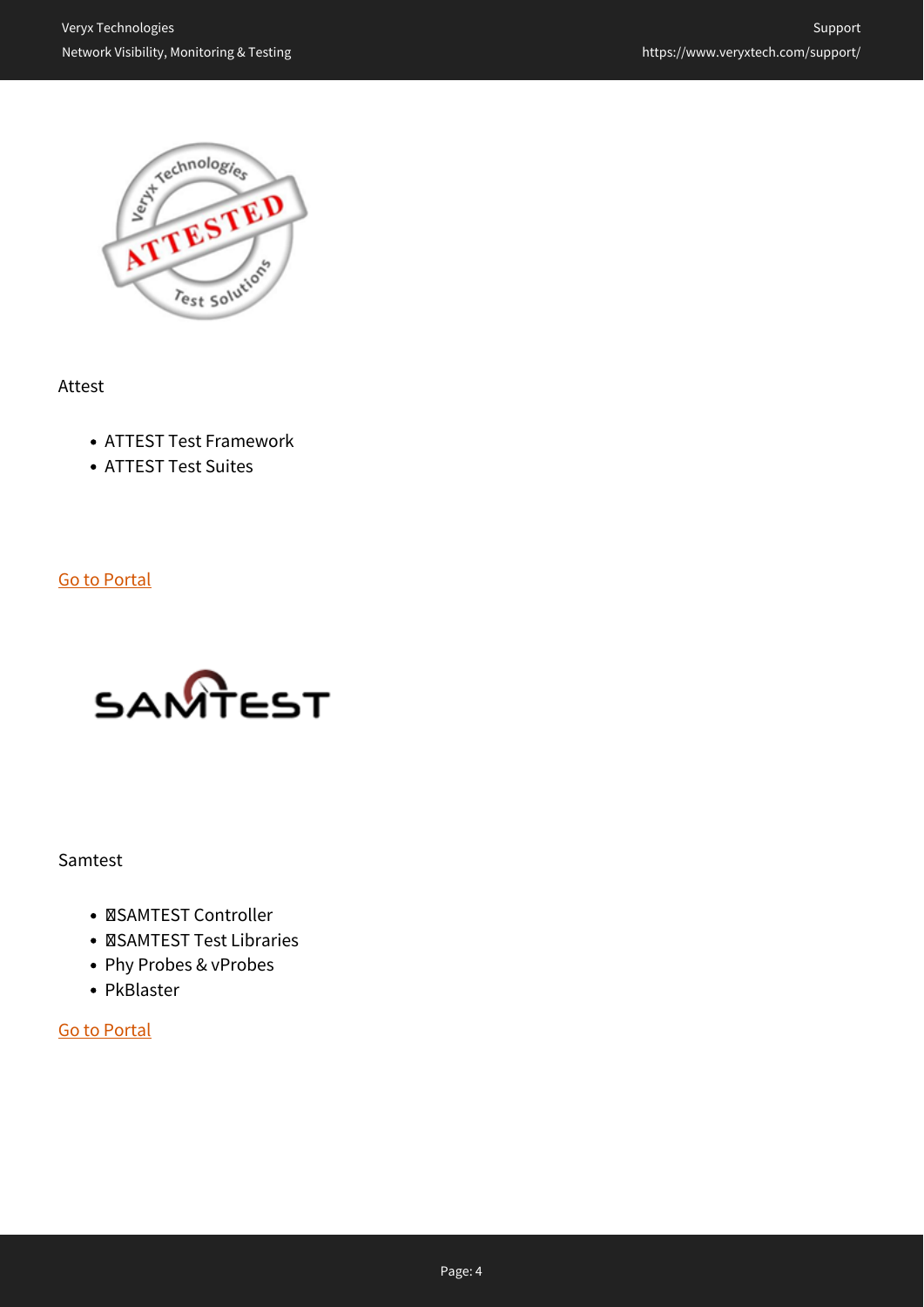Attest

- ATTEST Test Framework
- ATTEST Test Suites

Go to Portal

Samtest

- SAMTEST Controller
- SAMTEST Test Libraries
- Phy Probes & vProbes
- PkBlaster

Go to Portal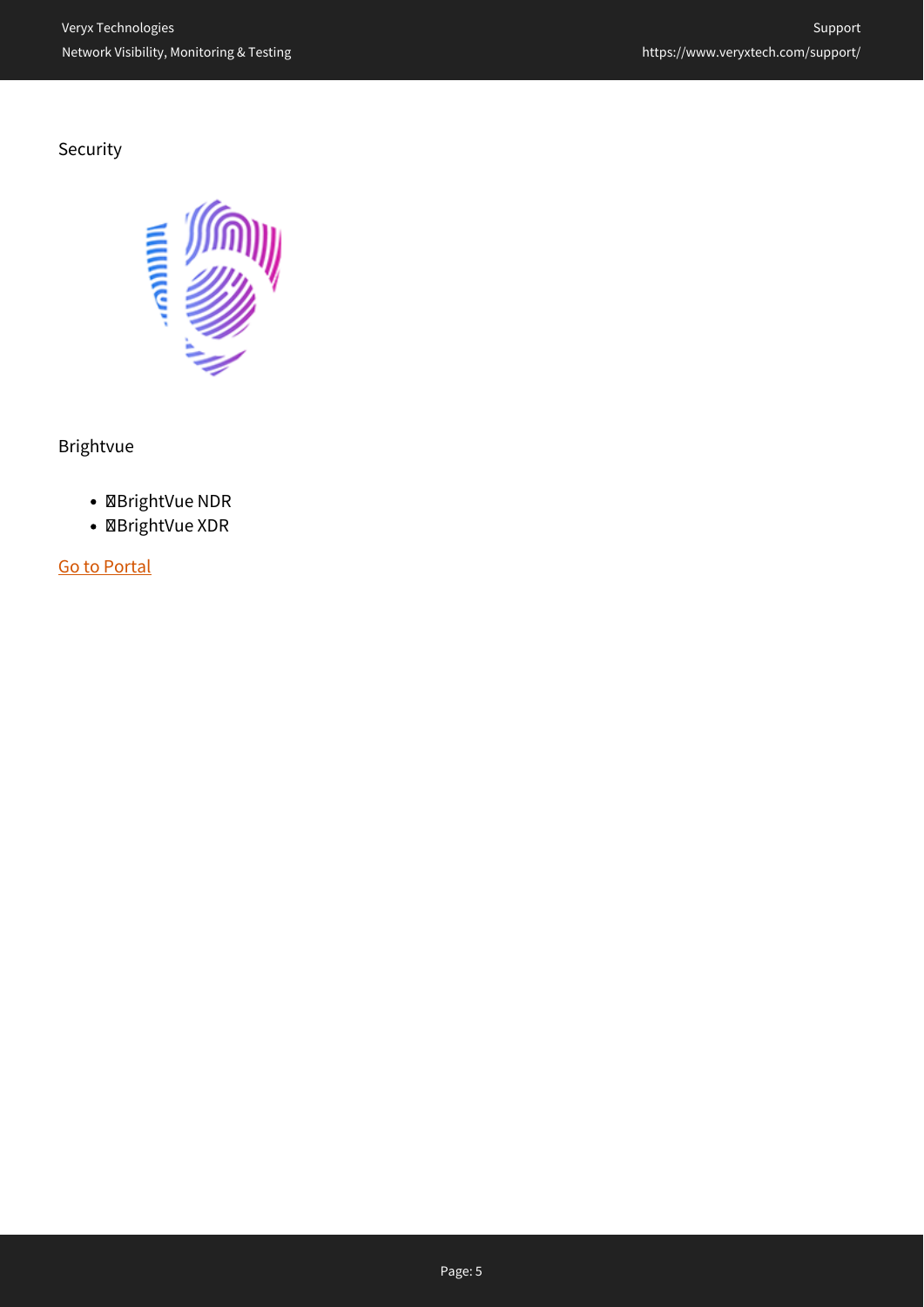Security

Brightvue

- BrightVue NDR
- BrightVue XDR

Go to Portal